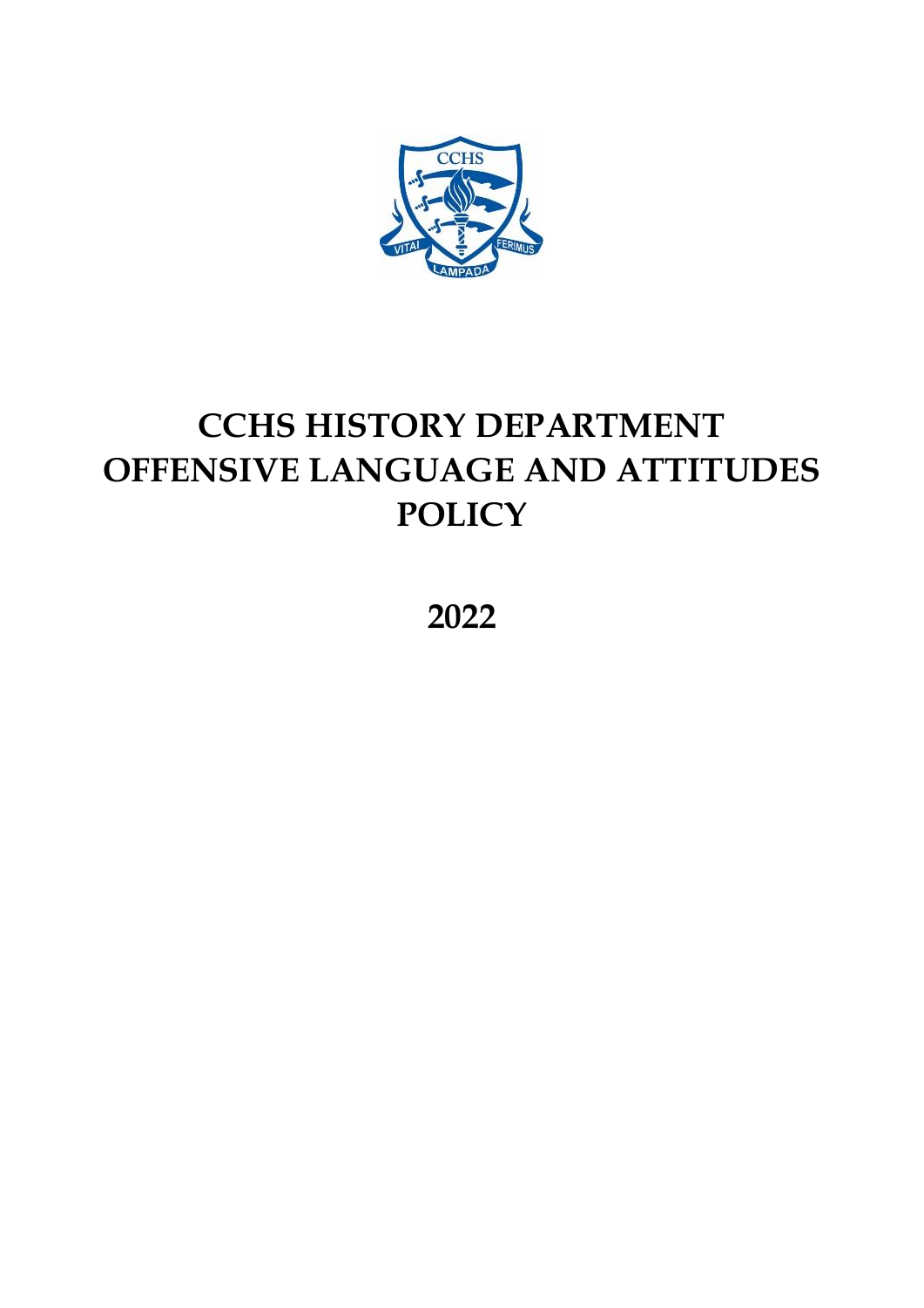# CCHS HISTORY DEPARTMENT OFFENSIVE LANGUAGE AND ATTITUDES POLICY

**2022**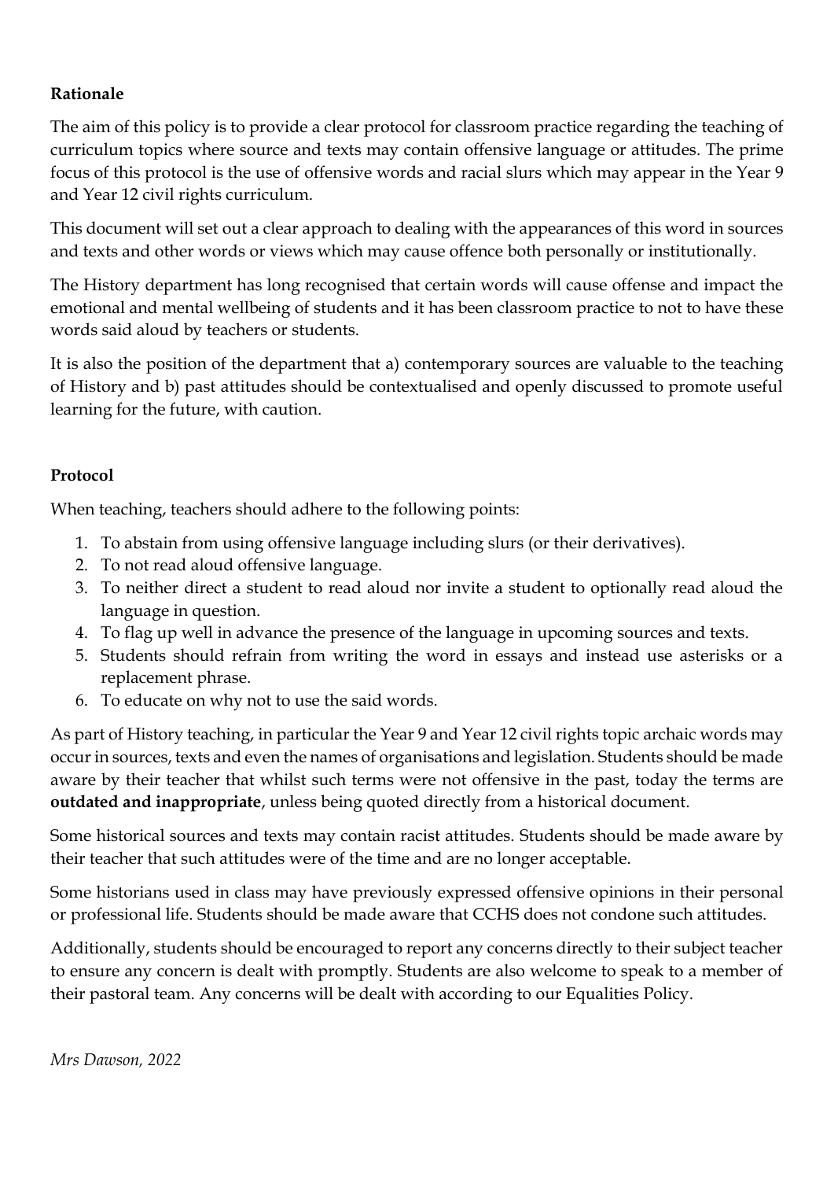**Rationale**

The aim of this policy is to provide a clear protocol for classroom practice regarding the teaching of curriculum topics where source and texts may contain offensive language or attitudes. The prime focus of this protocol is the use of offensive words and racial slurs which may appear in the Year 9 and Year 12 civil rights curriculum.

This document will set out a clear approach to dealing with the appearances of this word in sources and texts and other words or views which may cause offence both personally or institutionally.

The History department has long recognised that certain words will cause offense and impact the emotional and mental wellbeing of students and it has been classroom practice to not to have these words said aloud by teachers or students.

It is also the position of the department that a) contemporary sources are valuable to the teaching of History and b) past attitudes should be contextualised and openly discussed to promote useful learning for the future, with caution.

**Protocol**

When teaching, teachers should adhere to the following points:

1. To abstain from using offensive language including slurs (or their derivatives).
2. To not read aloud offensive language.
3. To neither direct a student to read aloud nor invite a student to optionally read aloud the language in question.
4. To flag up well in advance the presence of the language in upcoming sources and texts.
5. Students should refrain from writing the word in essays and instead use asterisks or a replacement phrase.
6. To educate on why not to use the said words.

As part of History teaching, in particular the Year 9 and Year 12 civil rights topic archaic words may occur in sources, texts and even the names of organisations and legislation. Students should be made aware by their teacher that whilst such terms were not offensive in the past, today the terms are **outdated and inappropriate**, unless being quoted directly from a historical document.

Some historical sources and texts may contain racist attitudes. Students should be made aware by their teacher that such attitudes were of the time and are no longer acceptable.

Some historians used in class may have previously expressed offensive opinions in their personal or professional life. Students should be made aware that CCHS does not condone such attitudes.

Additionally, students should be encouraged to report any concerns directly to their subject teacher to ensure any concern is dealt with promptly. Students are also welcome to speak to a member of their pastoral team. Any concerns will be dealt with according to our Equalities Policy.

*Mrs Dawson, 2022*